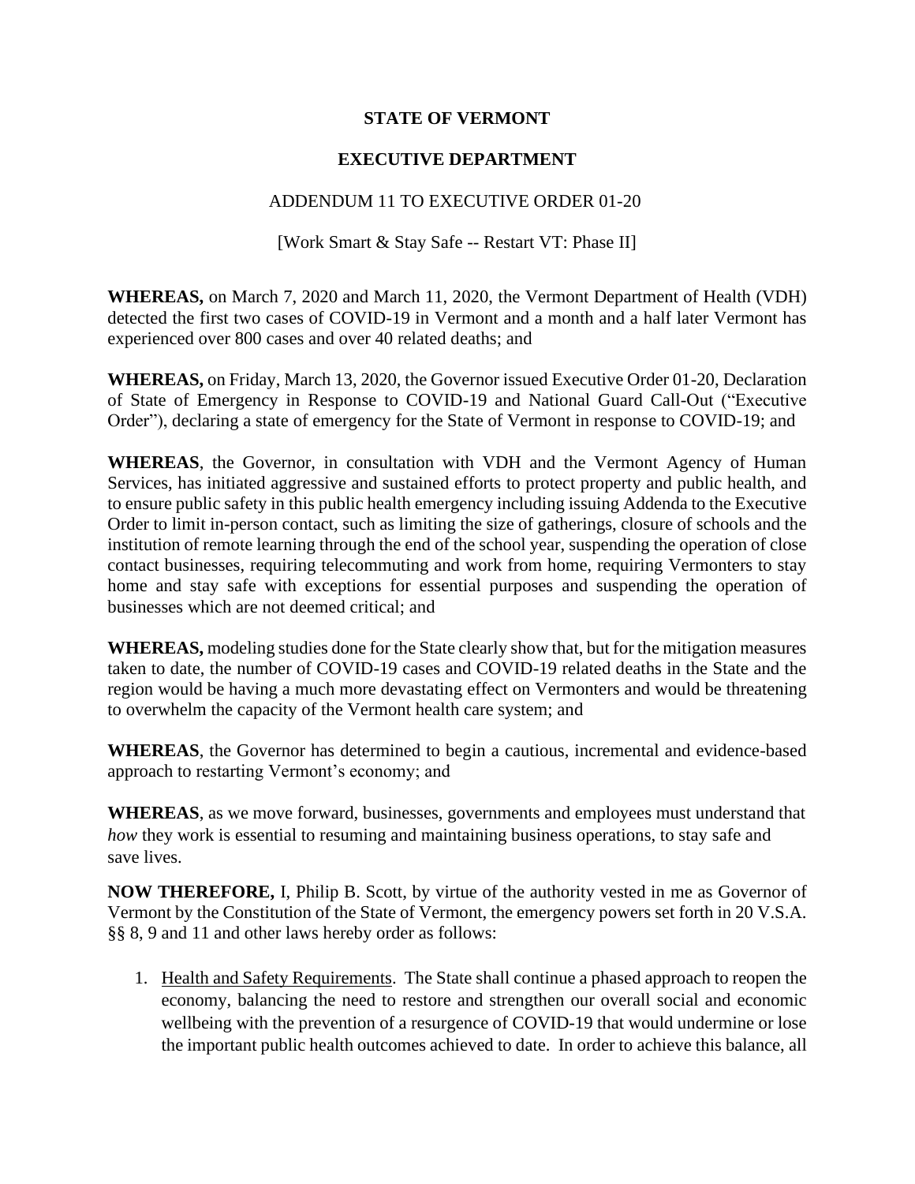**STATE OF VERMONT**

**EXECUTIVE DEPARTMENT**

ADDENDUM 11 TO EXECUTIVE ORDER 01-20

[Work Smart & Stay Safe -- Restart VT: Phase II]

**WHEREAS,** on March 7, 2020 and March 11, 2020, the Vermont Department of Health (VDH) detected the first two cases of COVID-19 in Vermont and a month and a half later Vermont has experienced over 800 cases and over 40 related deaths; and

**WHEREAS,** on Friday, March 13, 2020, the Governor issued Executive Order 01-20, Declaration of State of Emergency in Response to COVID-19 and National Guard Call-Out ("Executive Order"), declaring a state of emergency for the State of Vermont in response to COVID-19; and

**WHEREAS**, the Governor, in consultation with VDH and the Vermont Agency of Human Services, has initiated aggressive and sustained efforts to protect property and public health, and to ensure public safety in this public health emergency including issuing Addenda to the Executive Order to limit in-person contact, such as limiting the size of gatherings, closure of schools and the institution of remote learning through the end of the school year, suspending the operation of close contact businesses, requiring telecommuting and work from home, requiring Vermonters to stay home and stay safe with exceptions for essential purposes and suspending the operation of businesses which are not deemed critical; and

**WHEREAS,** modeling studies done for the State clearly show that, but for the mitigation measures taken to date, the number of COVID-19 cases and COVID-19 related deaths in the State and the region would be having a much more devastating effect on Vermonters and would be threatening to overwhelm the capacity of the Vermont health care system; and

**WHEREAS**, the Governor has determined to begin a cautious, incremental and evidence-based approach to restarting Vermont's economy; and

**WHEREAS**, as we move forward, businesses, governments and employees must understand that *how* they work is essential to resuming and maintaining business operations, to stay safe and save lives.

**NOW THEREFORE,** I, Philip B. Scott, by virtue of the authority vested in me as Governor of Vermont by the Constitution of the State of Vermont, the emergency powers set forth in 20 V.S.A. §§ 8, 9 and 11 and other laws hereby order as follows:

1. Health and Safety Requirements. The State shall continue a phased approach to reopen the economy, balancing the need to restore and strengthen our overall social and economic wellbeing with the prevention of a resurgence of COVID-19 that would undermine or lose the important public health outcomes achieved to date. In order to achieve this balance, all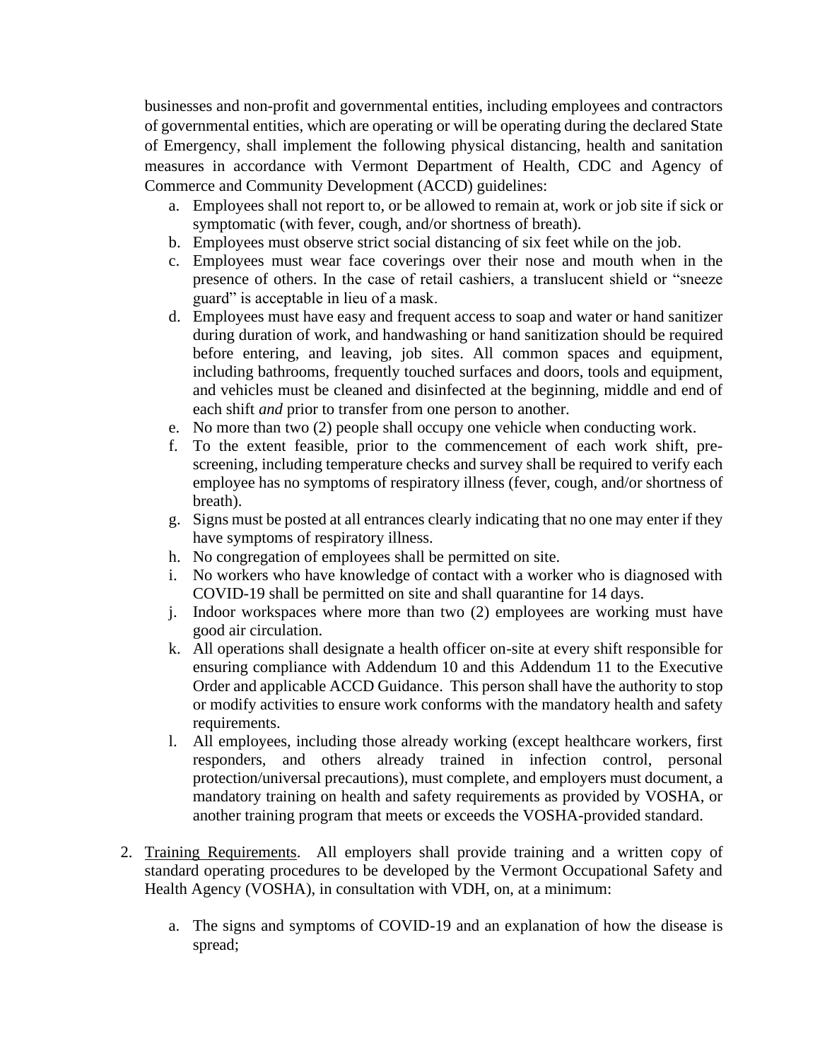businesses and non-profit and governmental entities, including employees and contractors of governmental entities, which are operating or will be operating during the declared State of Emergency, shall implement the following physical distancing, health and sanitation measures in accordance with Vermont Department of Health, CDC and Agency of Commerce and Community Development (ACCD) guidelines:

a. Employees shall not report to, or be allowed to remain at, work or job site if sick or symptomatic (with fever, cough, and/or shortness of breath).
b. Employees must observe strict social distancing of six feet while on the job.
c. Employees must wear face coverings over their nose and mouth when in the presence of others. In the case of retail cashiers, a translucent shield or "sneeze guard" is acceptable in lieu of a mask.
d. Employees must have easy and frequent access to soap and water or hand sanitizer during duration of work, and handwashing or hand sanitization should be required before entering, and leaving, job sites. All common spaces and equipment, including bathrooms, frequently touched surfaces and doors, tools and equipment, and vehicles must be cleaned and disinfected at the beginning, middle and end of each shift *and* prior to transfer from one person to another.
e. No more than two (2) people shall occupy one vehicle when conducting work.
f. To the extent feasible, prior to the commencement of each work shift, pre-screening, including temperature checks and survey shall be required to verify each employee has no symptoms of respiratory illness (fever, cough, and/or shortness of breath).
g. Signs must be posted at all entrances clearly indicating that no one may enter if they have symptoms of respiratory illness.
h. No congregation of employees shall be permitted on site.
i. No workers who have knowledge of contact with a worker who is diagnosed with COVID-19 shall be permitted on site and shall quarantine for 14 days.
j. Indoor workspaces where more than two (2) employees are working must have good air circulation.
k. All operations shall designate a health officer on-site at every shift responsible for ensuring compliance with Addendum 10 and this Addendum 11 to the Executive Order and applicable ACCD Guidance. This person shall have the authority to stop or modify activities to ensure work conforms with the mandatory health and safety requirements.
l. All employees, including those already working (except healthcare workers, first responders, and others already trained in infection control, personal protection/universal precautions), must complete, and employers must document, a mandatory training on health and safety requirements as provided by VOSHA, or another training program that meets or exceeds the VOSHA-provided standard.

2. Training Requirements. All employers shall provide training and a written copy of standard operating procedures to be developed by the Vermont Occupational Safety and Health Agency (VOSHA), in consultation with VDH, on, at a minimum:

   a. The signs and symptoms of COVID-19 and an explanation of how the disease is spread;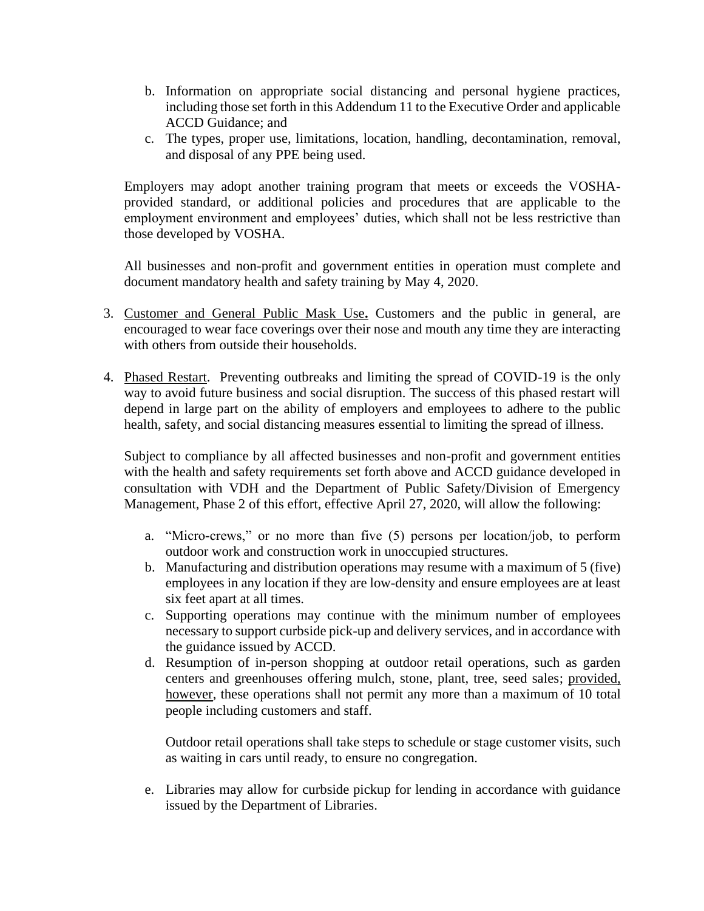b. Information on appropriate social distancing and personal hygiene practices, including those set forth in this Addendum 11 to the Executive Order and applicable ACCD Guidance; and
   c. The types, proper use, limitations, location, handling, decontamination, removal, and disposal of any PPE being used.

   Employers may adopt another training program that meets or exceeds the VOSHA-provided standard, or additional policies and procedures that are applicable to the employment environment and employees' duties, which shall not be less restrictive than those developed by VOSHA.

   All businesses and non-profit and government entities in operation must complete and document mandatory health and safety training by May 4, 2020.

3. <u>Customer and General Public Mask Use</u>**.** Customers and the public in general, are encouraged to wear face coverings over their nose and mouth any time they are interacting with others from outside their households.

4. <u>Phased Restart</u>. Preventing outbreaks and limiting the spread of COVID-19 is the only way to avoid future business and social disruption. The success of this phased restart will depend in large part on the ability of employers and employees to adhere to the public health, safety, and social distancing measures essential to limiting the spread of illness.

   Subject to compliance by all affected businesses and non-profit and government entities with the health and safety requirements set forth above and ACCD guidance developed in consultation with VDH and the Department of Public Safety/Division of Emergency Management, Phase 2 of this effort, effective April 27, 2020, will allow the following:

   a. "Micro-crews," or no more than five (5) persons per location/job, to perform outdoor work and construction work in unoccupied structures.
   b. Manufacturing and distribution operations may resume with a maximum of 5 (five) employees in any location if they are low-density and ensure employees are at least six feet apart at all times.
   c. Supporting operations may continue with the minimum number of employees necessary to support curbside pick-up and delivery services, and in accordance with the guidance issued by ACCD.
   d. Resumption of in-person shopping at outdoor retail operations, such as garden centers and greenhouses offering mulch, stone, plant, tree, seed sales; <u>provided, however</u>, these operations shall not permit any more than a maximum of 10 total people including customers and staff.

      Outdoor retail operations shall take steps to schedule or stage customer visits, such as waiting in cars until ready, to ensure no congregation.

   e. Libraries may allow for curbside pickup for lending in accordance with guidance issued by the Department of Libraries.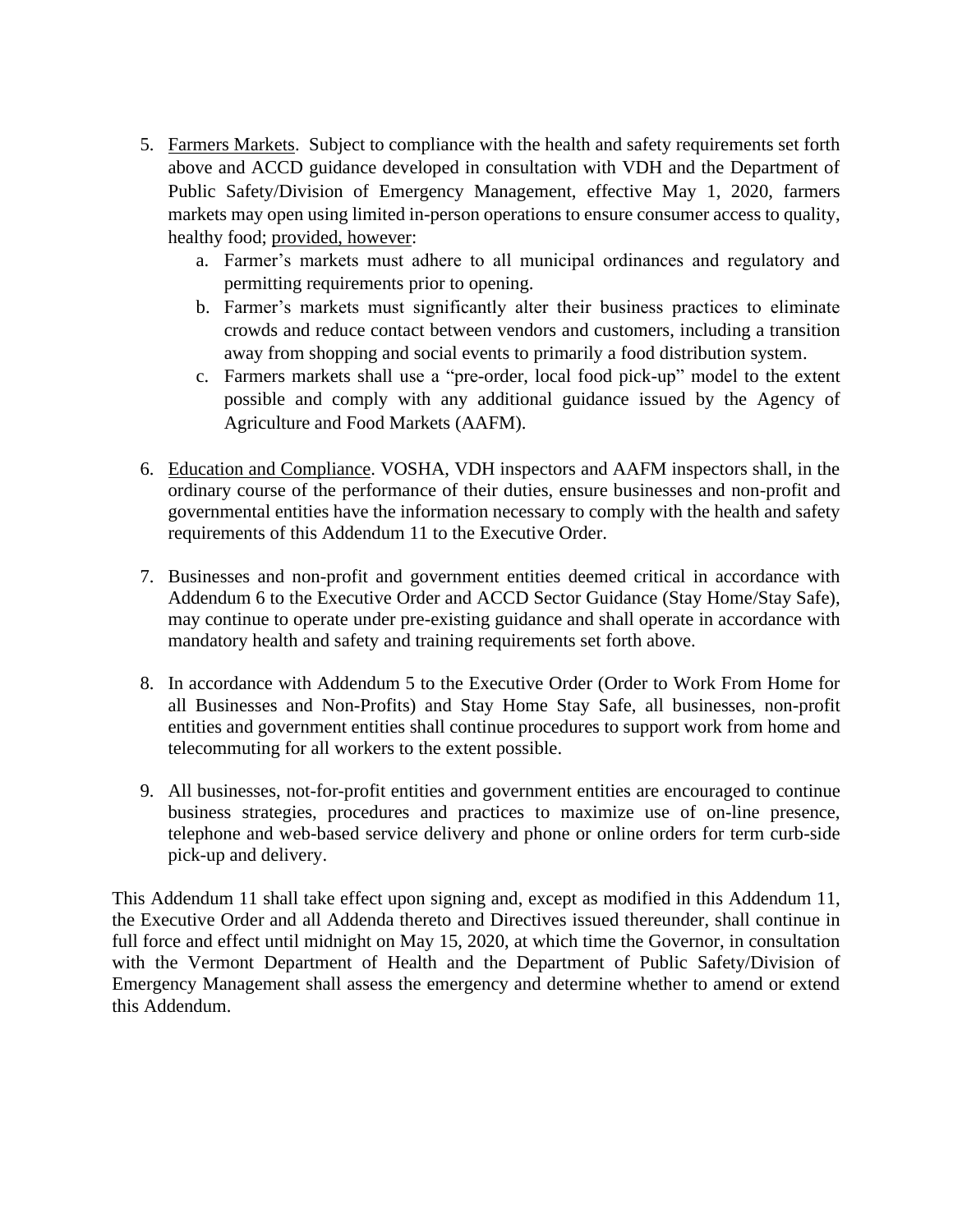5. Farmers Markets. Subject to compliance with the health and safety requirements set forth above and ACCD guidance developed in consultation with VDH and the Department of Public Safety/Division of Emergency Management, effective May 1, 2020, farmers markets may open using limited in-person operations to ensure consumer access to quality, healthy food; provided, however:
   a. Farmer's markets must adhere to all municipal ordinances and regulatory and permitting requirements prior to opening.
   b. Farmer's markets must significantly alter their business practices to eliminate crowds and reduce contact between vendors and customers, including a transition away from shopping and social events to primarily a food distribution system.
   c. Farmers markets shall use a "pre-order, local food pick-up" model to the extent possible and comply with any additional guidance issued by the Agency of Agriculture and Food Markets (AAFM).

6. Education and Compliance. VOSHA, VDH inspectors and AAFM inspectors shall, in the ordinary course of the performance of their duties, ensure businesses and non-profit and governmental entities have the information necessary to comply with the health and safety requirements of this Addendum 11 to the Executive Order.

7. Businesses and non-profit and government entities deemed critical in accordance with Addendum 6 to the Executive Order and ACCD Sector Guidance (Stay Home/Stay Safe), may continue to operate under pre-existing guidance and shall operate in accordance with mandatory health and safety and training requirements set forth above.

8. In accordance with Addendum 5 to the Executive Order (Order to Work From Home for all Businesses and Non-Profits) and Stay Home Stay Safe, all businesses, non-profit entities and government entities shall continue procedures to support work from home and telecommuting for all workers to the extent possible.

9. All businesses, not-for-profit entities and government entities are encouraged to continue business strategies, procedures and practices to maximize use of on-line presence, telephone and web-based service delivery and phone or online orders for term curb-side pick-up and delivery.

This Addendum 11 shall take effect upon signing and, except as modified in this Addendum 11, the Executive Order and all Addenda thereto and Directives issued thereunder, shall continue in full force and effect until midnight on May 15, 2020, at which time the Governor, in consultation with the Vermont Department of Health and the Department of Public Safety/Division of Emergency Management shall assess the emergency and determine whether to amend or extend this Addendum.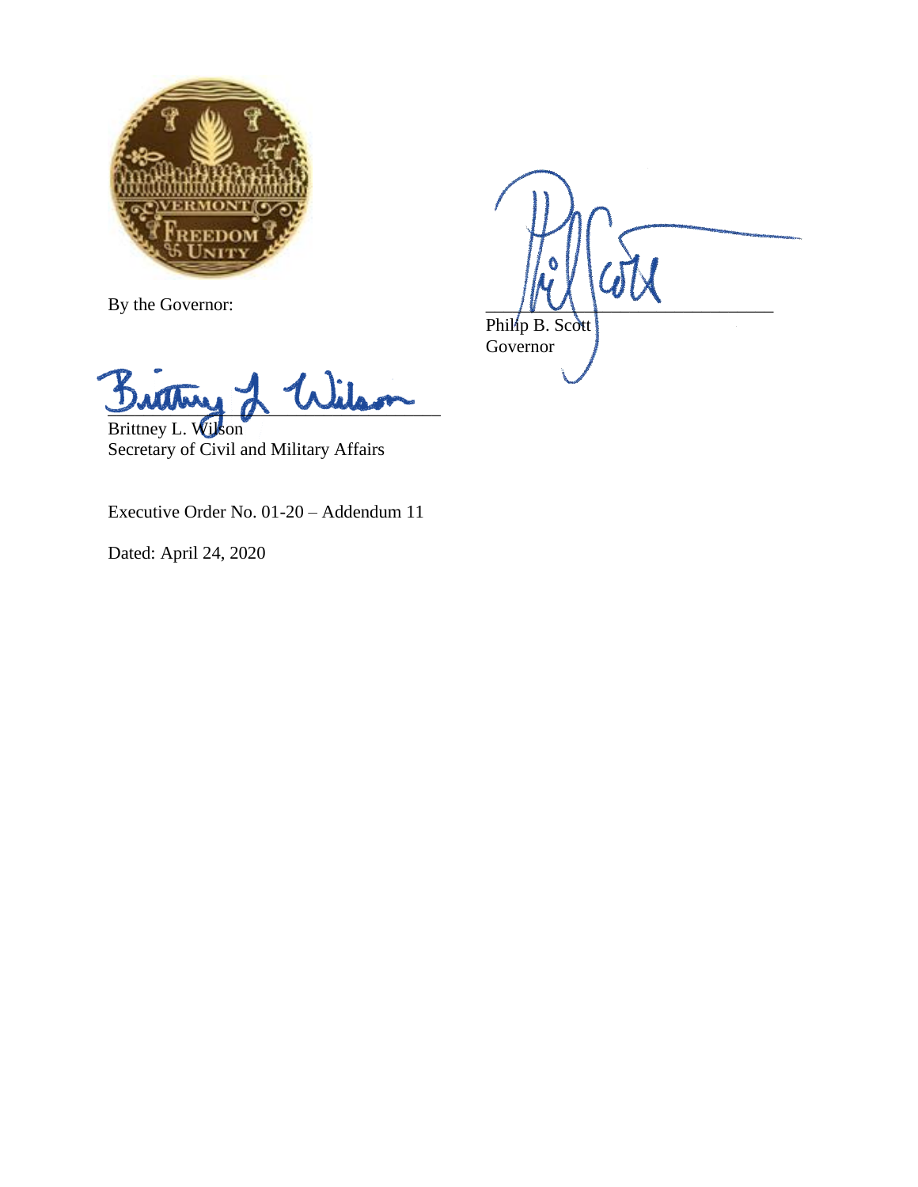By the Governor:

Brittney L. Wilson
Secretary of Civil and Military Affairs

Philip B. Scott
Governor

Executive Order No. 01-20 – Addendum 11

Dated: April 24, 2020